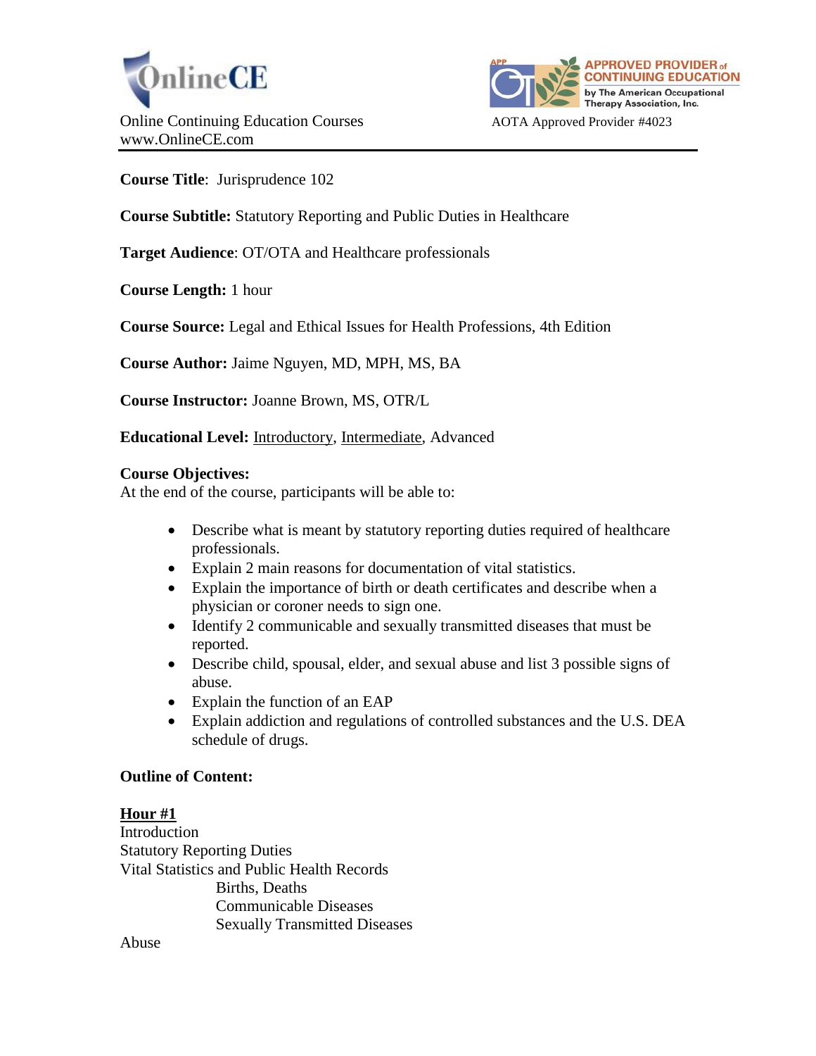OnlineCE

Online Continuing Education Courses
www.OnlineCE.com

APPROVED PROVIDER of CONTINUING EDUCATION by The American Occupational Therapy Association, Inc.

AOTA Approved Provider #4023

**Course Title**: Jurisprudence 102

**Course Subtitle:** Statutory Reporting and Public Duties in Healthcare

**Target Audience**: OT/OTA and Healthcare professionals

**Course Length:** 1 hour

**Course Source:** Legal and Ethical Issues for Health Professions, 4th Edition

**Course Author:** Jaime Nguyen, MD, MPH, MS, BA

**Course Instructor:** Joanne Brown, MS, OTR/L

**Educational Level:** <u>Introductory</u>, <u>Intermediate</u>, Advanced

**Course Objectives:**
At the end of the course, participants will be able to:

- Describe what is meant by statutory reporting duties required of healthcare professionals.
- Explain 2 main reasons for documentation of vital statistics.
- Explain the importance of birth or death certificates and describe when a physician or coroner needs to sign one.
- Identify 2 communicable and sexually transmitted diseases that must be reported.
- Describe child, spousal, elder, and sexual abuse and list 3 possible signs of abuse.
- Explain the function of an EAP
- Explain addiction and regulations of controlled substances and the U.S. DEA schedule of drugs.

**Outline of Content:**

**<u>Hour #1</u>**
Introduction
Statutory Reporting Duties
Vital Statistics and Public Health Records
- Births, Deaths
- Communicable Diseases
- Sexually Transmitted Diseases

Abuse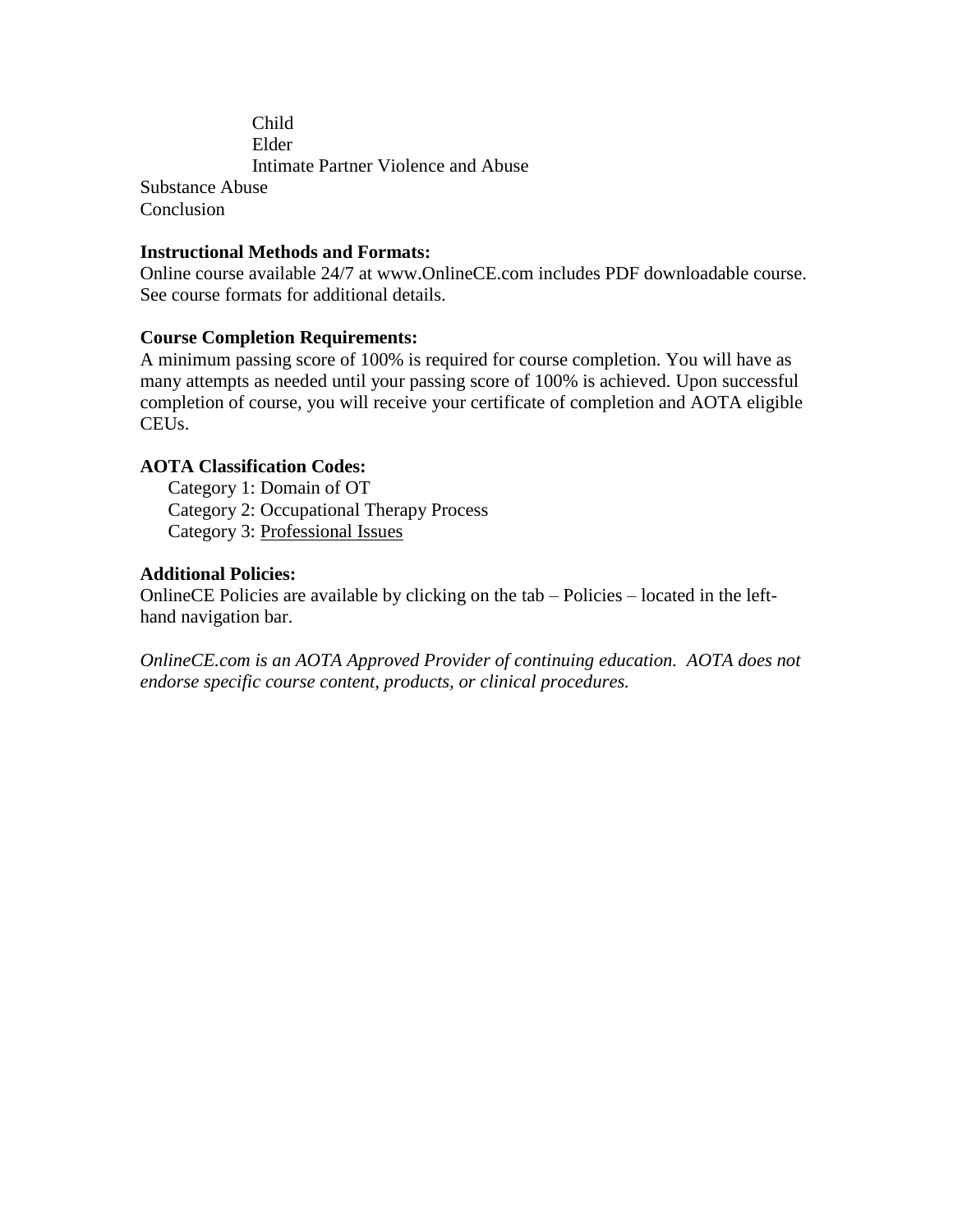- Child
- Elder
- Intimate Partner Violence and Abuse

Substance Abuse
Conclusion

**Instructional Methods and Formats:**
Online course available 24/7 at www.OnlineCE.com includes PDF downloadable course. See course formats for additional details.

**Course Completion Requirements:**
A minimum passing score of 100% is required for course completion. You will have as many attempts as needed until your passing score of 100% is achieved. Upon successful completion of course, you will receive your certificate of completion and AOTA eligible CEUs.

**AOTA Classification Codes:**
Category 1: Domain of OT
Category 2: Occupational Therapy Process
Category 3: Professional Issues

**Additional Policies:**
OnlineCE Policies are available by clicking on the tab – Policies – located in the left-hand navigation bar.

*OnlineCE.com is an AOTA Approved Provider of continuing education. AOTA does not endorse specific course content, products, or clinical procedures.*